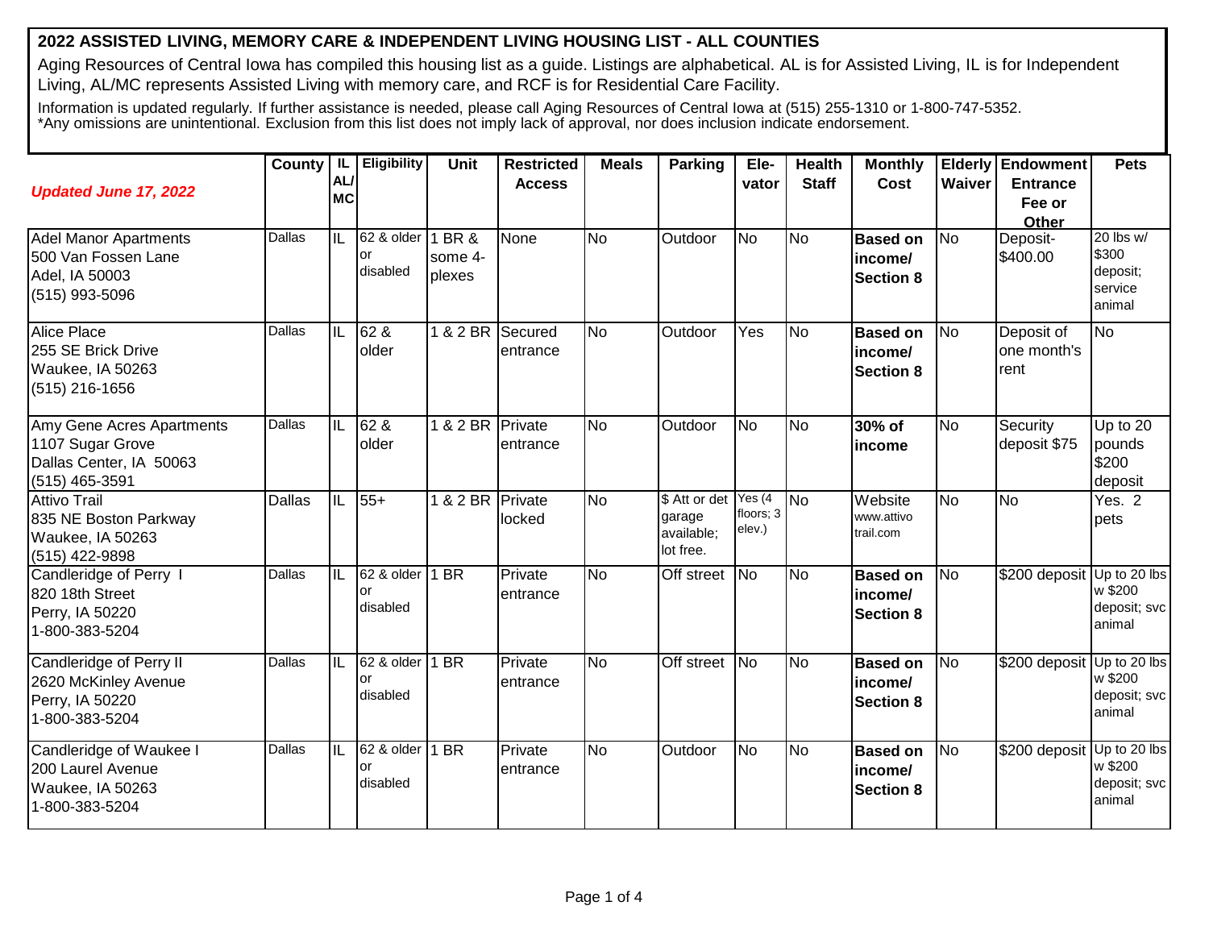# 2022 ASSISTED LIVING, MEMORY CARE & INDEPENDENT LIVING HOUSING LIST - ALL COUNTIES

Aging Resources of Central Iowa has compiled this housing list as a guide. Listings are alphabetical. AL is for Assisted Living, IL is for Independent Living, AL/MC represents Assisted Living with memory care, and RCF is for Residential Care Facility.

Information is updated regularly. If further assistance is needed, please call Aging Resources of Central Iowa at (515) 255-1310 or 1-800-747-5352.
*Any omissions are unintentional. Exclusion from this list does not imply lack of approval, nor does inclusion indicate endorsement.

| ***Updated June 17, 2022*** | County | IL AL/MC | Eligibility | Unit | Restricted Access | Meals | Parking | Ele-vator | Health Staff | Monthly Cost | Elderly Waiver | Endowment Entrance Fee or Other | Pets |
|---|---|---|---|---|---|---|---|---|---|---|---|---|---|
| Adel Manor Apartments<br>500 Van Fossen Lane<br>Adel, IA 50003<br>(515) 993-5096 | Dallas | IL | 62 & older or disabled | 1 BR & some 4-plexes | None | No | Outdoor | No | No | **Based on income/ Section 8** | No | Deposit- $400.00 | 20 lbs w/ $300 deposit; service animal |
| Alice Place<br>255 SE Brick Drive<br>Waukee, IA 50263<br>(515) 216-1656 | Dallas | IL | 62 & older | 1 & 2 BR | Secured entrance | No | Outdoor | Yes | No | **Based on income/ Section 8** | No | Deposit of one month's rent | No |
| Amy Gene Acres Apartments<br>1107 Sugar Grove<br>Dallas Center, IA 50063<br>(515) 465-3591 | Dallas | IL | 62 & older | 1 & 2 BR | Private entrance | No | Outdoor | No | No | **30% of income** | No | Security deposit $75 | Up to 20 pounds $200 deposit |
| Attivo Trail<br>835 NE Boston Parkway<br>Waukee, IA 50263<br>(515) 422-9898 | Dallas | IL | 55+ | 1 & 2 BR | Private locked | No | $ Att or det garage available; lot free. | Yes (4 floors; 3 elev.) | No | Website www.attivotrail.com | No | No | Yes. 2 pets |
| Candleridge of Perry I<br>820 18th Street<br>Perry, IA 50220<br>1-800-383-5204 | Dallas | IL | 62 & older or disabled | 1 BR | Private entrance | No | Off street | No | No | **Based on income/ Section 8** | No | $200 deposit | Up to 20 lbs w $200 deposit; svc animal |
| Candleridge of Perry II<br>2620 McKinley Avenue<br>Perry, IA 50220<br>1-800-383-5204 | Dallas | IL | 62 & older or disabled | 1 BR | Private entrance | No | Off street | No | No | **Based on income/ Section 8** | No | $200 deposit | Up to 20 lbs w $200 deposit; svc animal |
| Candleridge of Waukee I<br>200 Laurel Avenue<br>Waukee, IA 50263<br>1-800-383-5204 | Dallas | IL | 62 & older or disabled | 1 BR | Private entrance | No | Outdoor | No | No | **Based on income/ Section 8** | No | $200 deposit | Up to 20 lbs w $200 deposit; svc animal |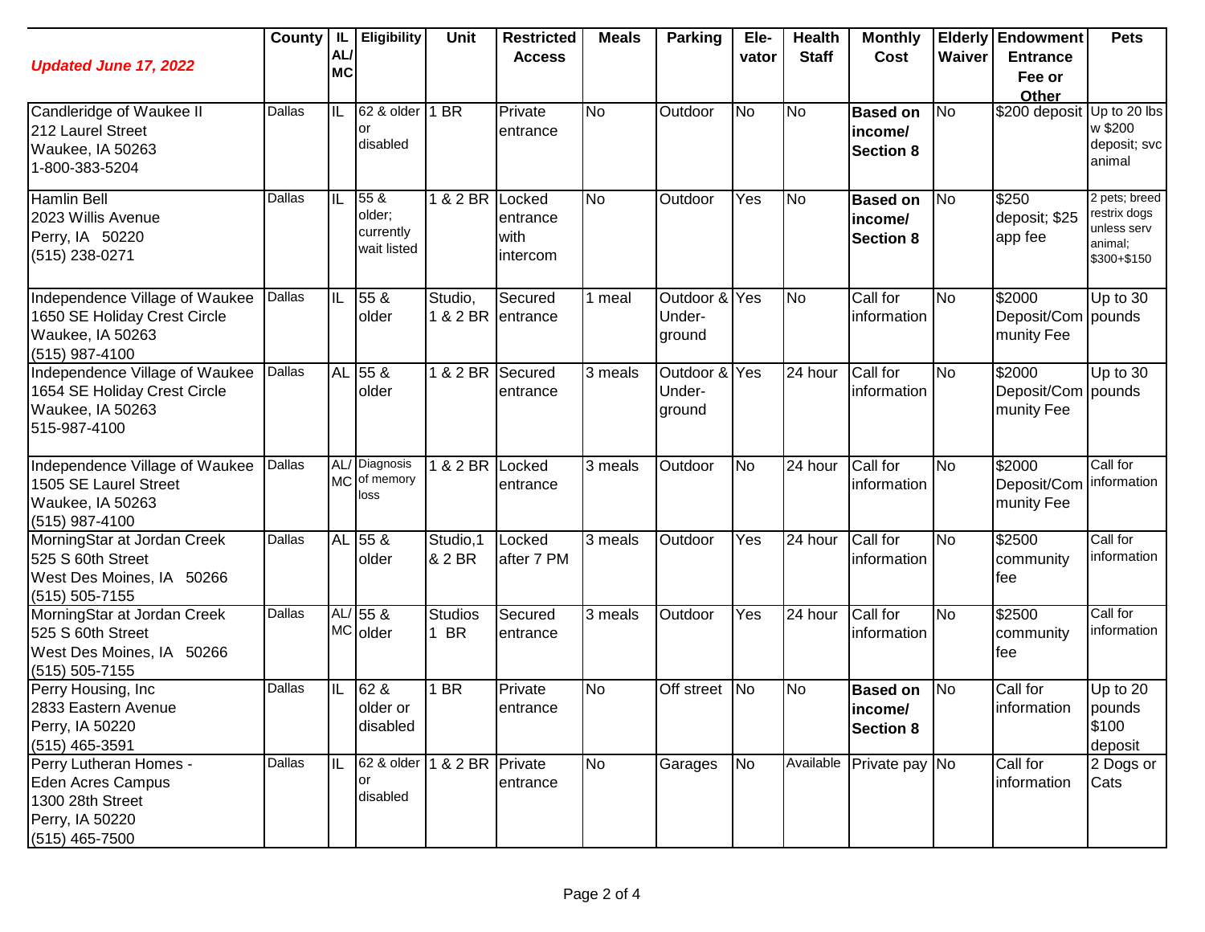| *Updated June 17, 2022* | County | IL AL/ MC | Eligibility | Unit | Restricted Access | Meals | Parking | Ele-vator | Health Staff | Monthly Cost | Elderly Waiver | Endowment Entrance Fee or Other | Pets |
|---|---|---|---|---|---|---|---|---|---|---|---|---|---|
| Candleridge of Waukee II<br>212 Laurel Street<br>Waukee, IA 50263<br>1-800-383-5204 | Dallas | IL | 62 & older or disabled | 1 BR | Private entrance | No | Outdoor | No | No | **Based on income/ Section 8** | No | $200 deposit | Up to 20 lbs w $200 deposit; svc animal |
| Hamlin Bell<br>2023 Willis Avenue<br>Perry, IA 50220<br>(515) 238-0271 | Dallas | IL | 55 & older; currently wait listed | 1 & 2 BR | Locked entrance with intercom | No | Outdoor | Yes | No | **Based on income/ Section 8** | No | $250 deposit; $25 app fee | 2 pets; breed restrix dogs unless serv animal; $300+$150 |
| Independence Village of Waukee<br>1650 SE Holiday Crest Circle<br>Waukee, IA 50263<br>(515) 987-4100 | Dallas | IL | 55 & older | Studio, 1 & 2 BR | Secured entrance | 1 meal | Outdoor & Under-ground | Yes | No | Call for information | No | $2000 Deposit/Community Fee | Up to 30 pounds |
| Independence Village of Waukee<br>1654 SE Holiday Crest Circle<br>Waukee, IA 50263<br>515-987-4100 | Dallas | AL | 55 & older | 1 & 2 BR | Secured entrance | 3 meals | Outdoor & Under-ground | Yes | 24 hour | Call for information | No | $2000 Deposit/Community Fee | Up to 30 pounds |
| Independence Village of Waukee<br>1505 SE Laurel Street<br>Waukee, IA 50263<br>(515) 987-4100 | Dallas | AL/ MC | Diagnosis of memory loss | 1 & 2 BR | Locked entrance | 3 meals | Outdoor | No | 24 hour | Call for information | No | $2000 Deposit/Community Fee | Call for information |
| MorningStar at Jordan Creek<br>525 S 60th Street<br>West Des Moines, IA 50266<br>(515) 505-7155 | Dallas | AL | 55 & older | Studio,1 & 2 BR | Locked after 7 PM | 3 meals | Outdoor | Yes | 24 hour | Call for information | No | $2500 community fee | Call for information |
| MorningStar at Jordan Creek<br>525 S 60th Street<br>West Des Moines, IA 50266<br>(515) 505-7155 | Dallas | AL/ MC | 55 & older | Studios 1 BR | Secured entrance | 3 meals | Outdoor | Yes | 24 hour | Call for information | No | $2500 community fee | Call for information |
| Perry Housing, Inc<br>2833 Eastern Avenue<br>Perry, IA 50220<br>(515) 465-3591 | Dallas | IL | 62 & older or disabled | 1 BR | Private entrance | No | Off street | No | No | **Based on income/ Section 8** | No | Call for information | Up to 20 pounds $100 deposit |
| Perry Lutheran Homes -<br>Eden Acres Campus<br>1300 28th Street<br>Perry, IA 50220<br>(515) 465-7500 | Dallas | IL | 62 & older or disabled | 1 & 2 BR | Private entrance | No | Garages | No | Available | Private pay | No | Call for information | 2 Dogs or Cats |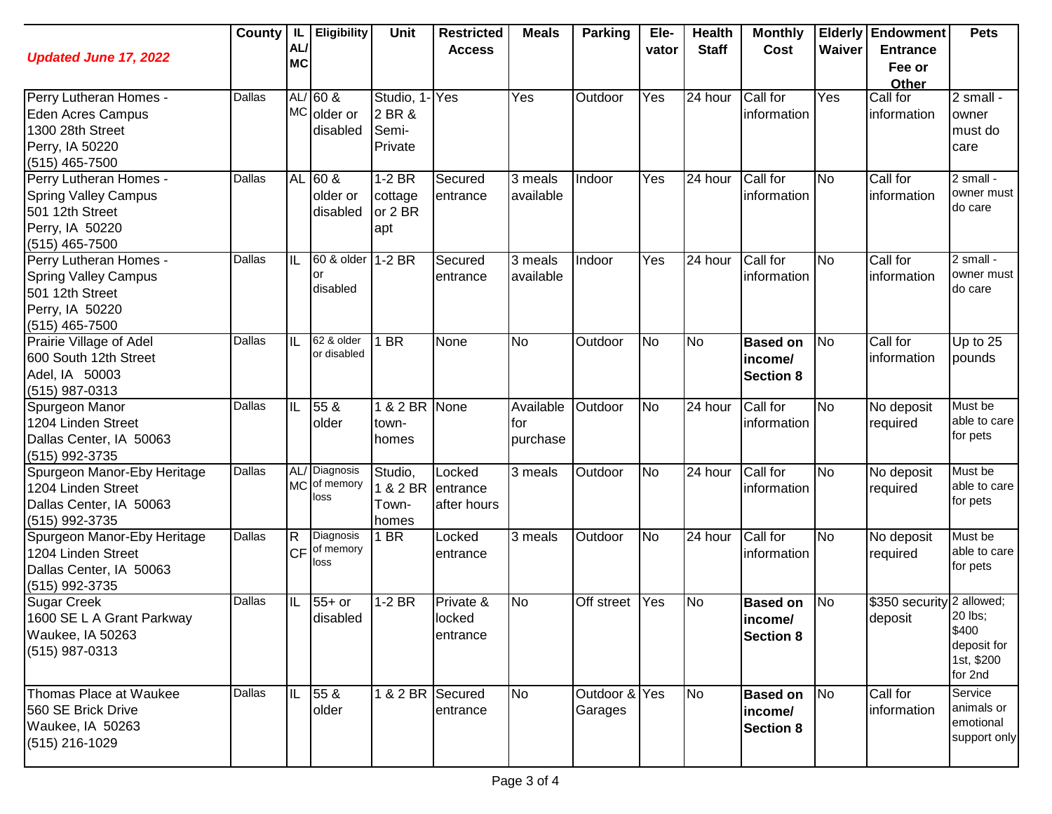| *Updated June 17, 2022* | County | IL AL/ MC | Eligibility | Unit | Restricted Access | Meals | Parking | Ele-vator | Health Staff | Monthly Cost | Elderly Waiver | Endowment Entrance Fee or Other | Pets |
|---|---|---|---|---|---|---|---|---|---|---|---|---|---|
| Perry Lutheran Homes - Eden Acres Campus 1300 28th Street Perry, IA 50220 (515) 465-7500 | Dallas | AL/ MC | 60 & older or disabled | Studio, 1-2 BR & Semi-Private | Yes | Yes | Outdoor | Yes | 24 hour | Call for information | Yes | Call for information | 2 small - owner must do care |
| Perry Lutheran Homes - Spring Valley Campus 501 12th Street Perry, IA 50220 (515) 465-7500 | Dallas | AL | 60 & older or disabled | 1-2 BR cottage or 2 BR apt | Secured entrance | 3 meals available | Indoor | Yes | 24 hour | Call for information | No | Call for information | 2 small - owner must do care |
| Perry Lutheran Homes - Spring Valley Campus 501 12th Street Perry, IA 50220 (515) 465-7500 | Dallas | IL | 60 & older or disabled | 1-2 BR | Secured entrance | 3 meals available | Indoor | Yes | 24 hour | Call for information | No | Call for information | 2 small - owner must do care |
| Prairie Village of Adel 600 South 12th Street Adel, IA 50003 (515) 987-0313 | Dallas | IL | 62 & older or disabled | 1 BR | None | No | Outdoor | No | No | **Based on income/ Section 8** | No | Call for information | Up to 25 pounds |
| Spurgeon Manor 1204 Linden Street Dallas Center, IA 50063 (515) 992-3735 | Dallas | IL | 55 & older | 1 & 2 BR town-homes | None | Available for purchase | Outdoor | No | 24 hour | Call for information | No | No deposit required | Must be able to care for pets |
| Spurgeon Manor-Eby Heritage 1204 Linden Street Dallas Center, IA 50063 (515) 992-3735 | Dallas | AL/ MC | Diagnosis of memory loss | Studio, 1 & 2 BR Town-homes | Locked entrance after hours | 3 meals | Outdoor | No | 24 hour | Call for information | No | No deposit required | Must be able to care for pets |
| Spurgeon Manor-Eby Heritage 1204 Linden Street Dallas Center, IA 50063 (515) 992-3735 | Dallas | R CF | Diagnosis of memory loss | 1 BR | Locked entrance | 3 meals | Outdoor | No | 24 hour | Call for information | No | No deposit required | Must be able to care for pets |
| Sugar Creek 1600 SE L A Grant Parkway Waukee, IA 50263 (515) 987-0313 | Dallas | IL | 55+ or disabled | 1-2 BR | Private & locked entrance | No | Off street | Yes | No | **Based on income/ Section 8** | No | $350 security deposit | 2 allowed; 20 lbs; $400 deposit for 1st, $200 for 2nd |
| Thomas Place at Waukee 560 SE Brick Drive Waukee, IA 50263 (515) 216-1029 | Dallas | IL | 55 & older | 1 & 2 BR | Secured entrance | No | Outdoor & Garages | Yes | No | **Based on income/ Section 8** | No | Call for information | Service animals or emotional support only |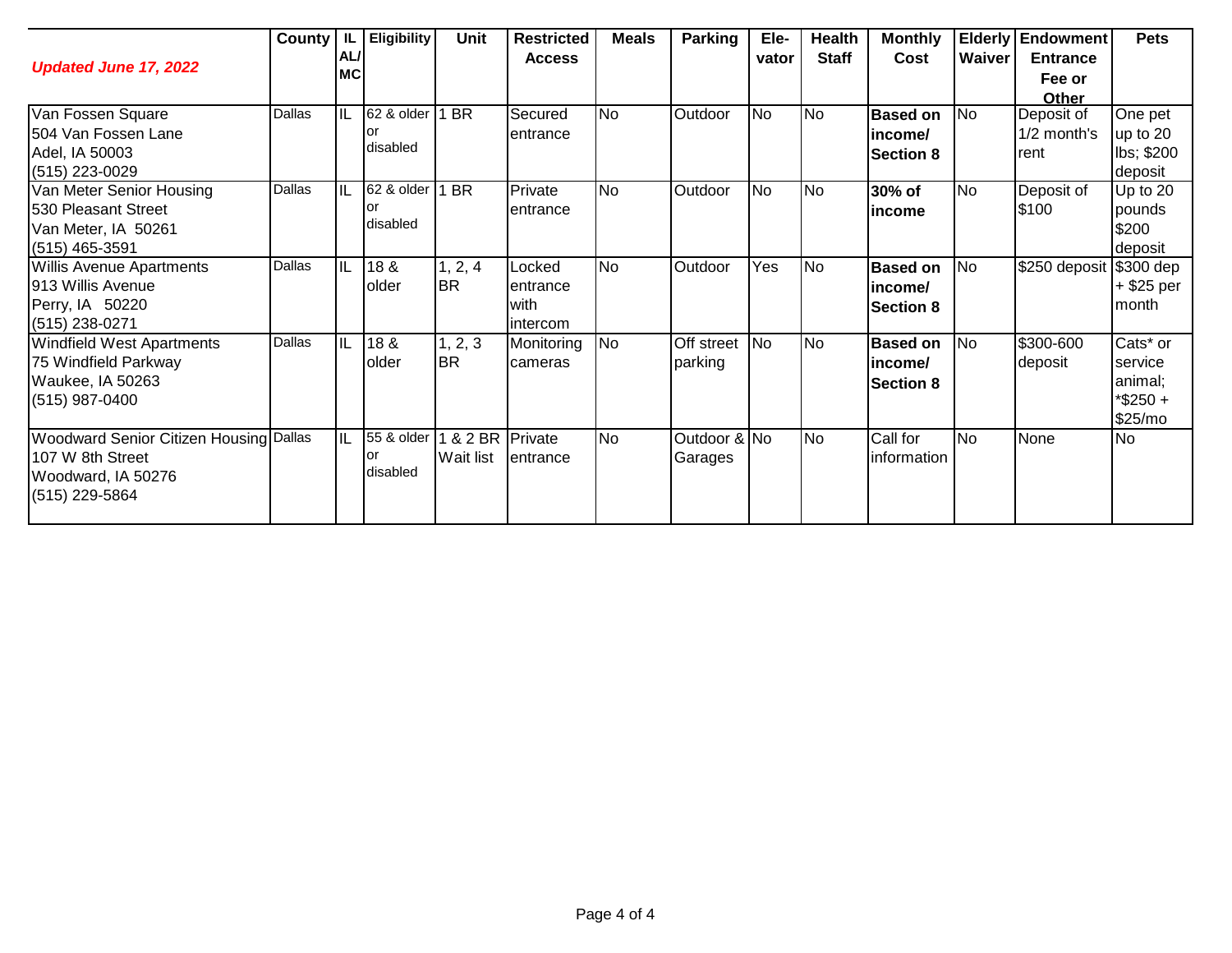| *Updated June 17, 2022* | County | IL AL/ MC | Eligibility | Unit | Restricted Access | Meals | Parking | Ele-vator | Health Staff | Monthly Cost | Elderly Waiver | Endowment Entrance Fee or Other | Pets |
|---|---|---|---|---|---|---|---|---|---|---|---|---|---|
| Van Fossen Square<br>504 Van Fossen Lane<br>Adel, IA 50003<br>(515) 223-0029 | Dallas | IL | 62 & older or disabled | 1 BR | Secured entrance | No | Outdoor | No | No | **Based on income/ Section 8** | No | Deposit of 1/2 month's rent | One pet up to 20 lbs; $200 deposit |
| Van Meter Senior Housing<br>530 Pleasant Street<br>Van Meter, IA 50261<br>(515) 465-3591 | Dallas | IL | 62 & older or disabled | 1 BR | Private entrance | No | Outdoor | No | No | **30% of income** | No | Deposit of $100 | Up to 20 pounds $200 deposit |
| Willis Avenue Apartments<br>913 Willis Avenue<br>Perry, IA 50220<br>(515) 238-0271 | Dallas | IL | 18 & older | 1, 2, 4 BR | Locked entrance with intercom | No | Outdoor | Yes | No | **Based on income/ Section 8** | No | $250 deposit | $300 dep + $25 per month |
| Windfield West Apartments<br>75 Windfield Parkway<br>Waukee, IA 50263<br>(515) 987-0400 | Dallas | IL | 18 & older | 1, 2, 3 BR | Monitoring cameras | No | Off street parking | No | No | **Based on income/ Section 8** | No | $300-600 deposit | Cats* or service animal; *$250 + $25/mo |
| Woodward Senior Citizen Housing<br>107 W 8th Street<br>Woodward, IA 50276<br>(515) 229-5864 | Dallas | IL | 55 & older or disabled | 1 & 2 BR Wait list | Private entrance | No | Outdoor & Garages | No | No | Call for information | No | None | No |